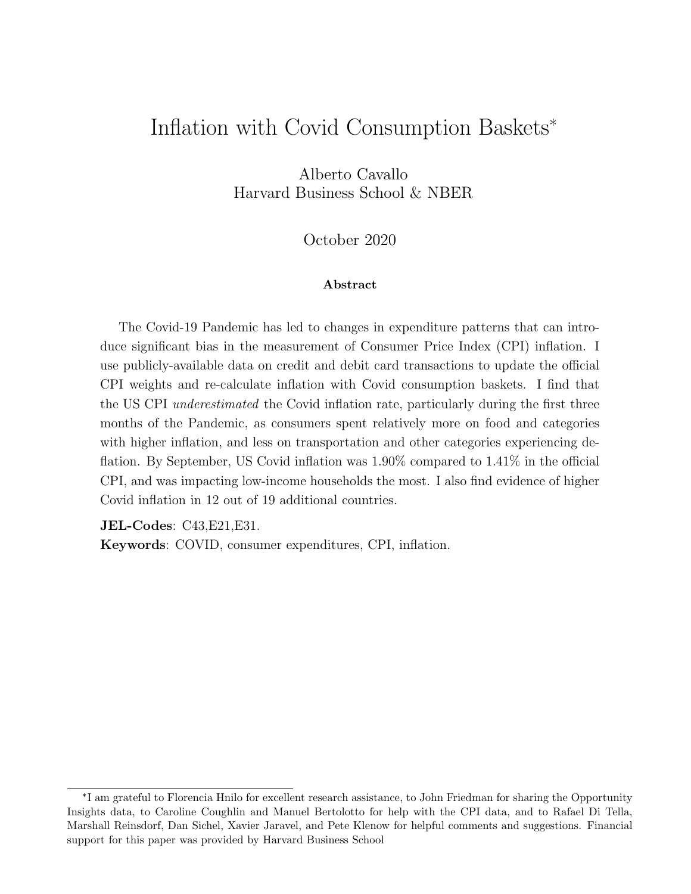# Inflation with Covid Consumption Baskets*

Alberto Cavallo
Harvard Business School & NBER

October 2020

### Abstract

The Covid-19 Pandemic has led to changes in expenditure patterns that can introduce significant bias in the measurement of Consumer Price Index (CPI) inflation. I use publicly-available data on credit and debit card transactions to update the official CPI weights and re-calculate inflation with Covid consumption baskets. I find that the US CPI *underestimated* the Covid inflation rate, particularly during the first three months of the Pandemic, as consumers spent relatively more on food and categories with higher inflation, and less on transportation and other categories experiencing deflation. By September, US Covid inflation was 1.90% compared to 1.41% in the official CPI, and was impacting low-income households the most. I also find evidence of higher Covid inflation in 12 out of 19 additional countries.

**JEL-Codes**: C43,E21,E31.

**Keywords**: COVID, consumer expenditures, CPI, inflation.

*I am grateful to Florencia Hnilo for excellent research assistance, to John Friedman for sharing the Opportunity Insights data, to Caroline Coughlin and Manuel Bertolotto for help with the CPI data, and to Rafael Di Tella, Marshall Reinsdorf, Dan Sichel, Xavier Jaravel, and Pete Klenow for helpful comments and suggestions. Financial support for this paper was provided by Harvard Business School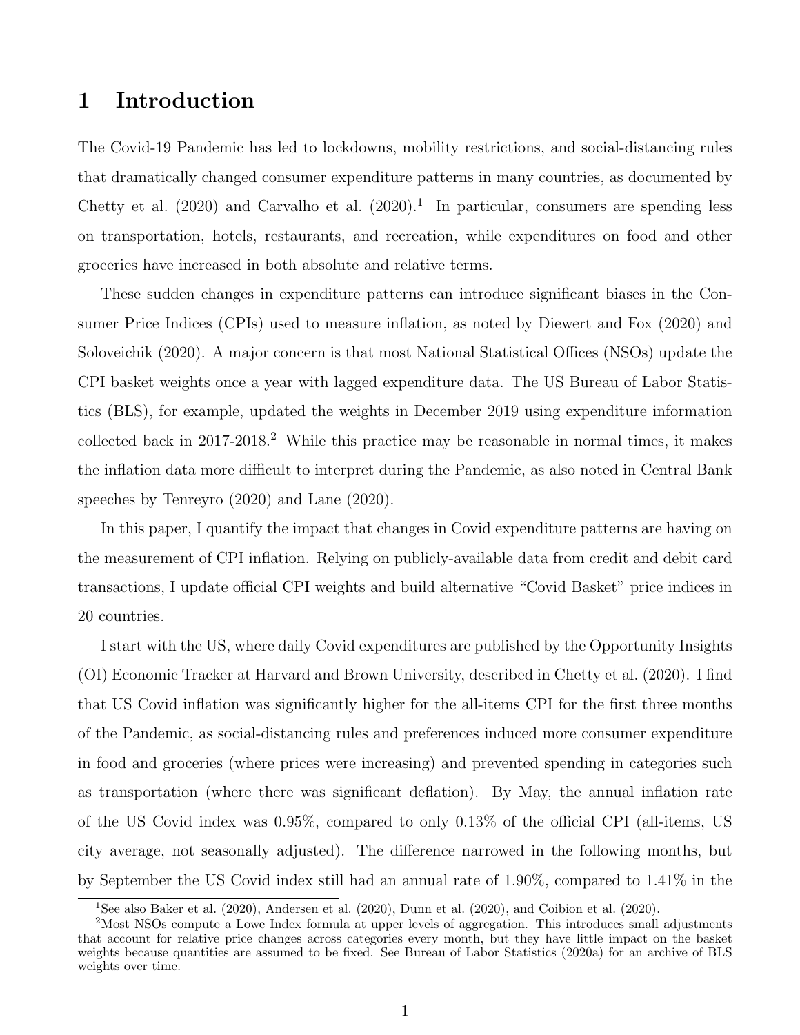# 1 Introduction

The Covid-19 Pandemic has led to lockdowns, mobility restrictions, and social-distancing rules that dramatically changed consumer expenditure patterns in many countries, as documented by Chetty et al. (2020) and Carvalho et al. (2020).[1] In particular, consumers are spending less on transportation, hotels, restaurants, and recreation, while expenditures on food and other groceries have increased in both absolute and relative terms.

These sudden changes in expenditure patterns can introduce significant biases in the Consumer Price Indices (CPIs) used to measure inflation, as noted by Diewert and Fox (2020) and Soloveichik (2020). A major concern is that most National Statistical Offices (NSOs) update the CPI basket weights once a year with lagged expenditure data. The US Bureau of Labor Statistics (BLS), for example, updated the weights in December 2019 using expenditure information collected back in 2017-2018.[2] While this practice may be reasonable in normal times, it makes the inflation data more difficult to interpret during the Pandemic, as also noted in Central Bank speeches by Tenreyro (2020) and Lane (2020).

In this paper, I quantify the impact that changes in Covid expenditure patterns are having on the measurement of CPI inflation. Relying on publicly-available data from credit and debit card transactions, I update official CPI weights and build alternative "Covid Basket" price indices in 20 countries.

I start with the US, where daily Covid expenditures are published by the Opportunity Insights (OI) Economic Tracker at Harvard and Brown University, described in Chetty et al. (2020). I find that US Covid inflation was significantly higher for the all-items CPI for the first three months of the Pandemic, as social-distancing rules and preferences induced more consumer expenditure in food and groceries (where prices were increasing) and prevented spending in categories such as transportation (where there was significant deflation). By May, the annual inflation rate of the US Covid index was 0.95%, compared to only 0.13% of the official CPI (all-items, US city average, not seasonally adjusted). The difference narrowed in the following months, but by September the US Covid index still had an annual rate of 1.90%, compared to 1.41% in the

[1] See also Baker et al. (2020), Andersen et al. (2020), Dunn et al. (2020), and Coibion et al. (2020).

[2] Most NSOs compute a Lowe Index formula at upper levels of aggregation. This introduces small adjustments that account for relative price changes across categories every month, but they have little impact on the basket weights because quantities are assumed to be fixed. See Bureau of Labor Statistics (2020a) for an archive of BLS weights over time.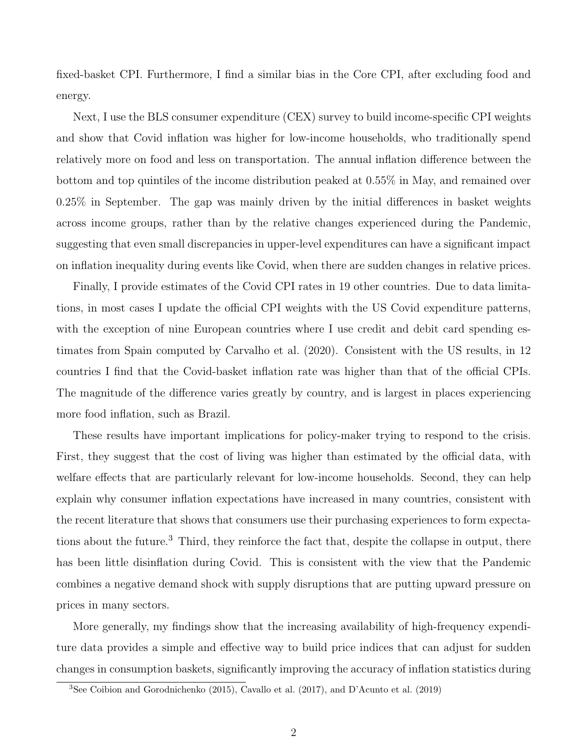fixed-basket CPI. Furthermore, I find a similar bias in the Core CPI, after excluding food and energy.

Next, I use the BLS consumer expenditure (CEX) survey to build income-specific CPI weights and show that Covid inflation was higher for low-income households, who traditionally spend relatively more on food and less on transportation. The annual inflation difference between the bottom and top quintiles of the income distribution peaked at 0.55% in May, and remained over 0.25% in September. The gap was mainly driven by the initial differences in basket weights across income groups, rather than by the relative changes experienced during the Pandemic, suggesting that even small discrepancies in upper-level expenditures can have a significant impact on inflation inequality during events like Covid, when there are sudden changes in relative prices.

Finally, I provide estimates of the Covid CPI rates in 19 other countries. Due to data limitations, in most cases I update the official CPI weights with the US Covid expenditure patterns, with the exception of nine European countries where I use credit and debit card spending estimates from Spain computed by Carvalho et al. (2020). Consistent with the US results, in 12 countries I find that the Covid-basket inflation rate was higher than that of the official CPIs. The magnitude of the difference varies greatly by country, and is largest in places experiencing more food inflation, such as Brazil.

These results have important implications for policy-maker trying to respond to the crisis. First, they suggest that the cost of living was higher than estimated by the official data, with welfare effects that are particularly relevant for low-income households. Second, they can help explain why consumer inflation expectations have increased in many countries, consistent with the recent literature that shows that consumers use their purchasing experiences to form expectations about the future.[3] Third, they reinforce the fact that, despite the collapse in output, there has been little disinflation during Covid. This is consistent with the view that the Pandemic combines a negative demand shock with supply disruptions that are putting upward pressure on prices in many sectors.

More generally, my findings show that the increasing availability of high-frequency expenditure data provides a simple and effective way to build price indices that can adjust for sudden changes in consumption baskets, significantly improving the accuracy of inflation statistics during

[3] See Coibion and Gorodnichenko (2015), Cavallo et al. (2017), and D'Acunto et al. (2019)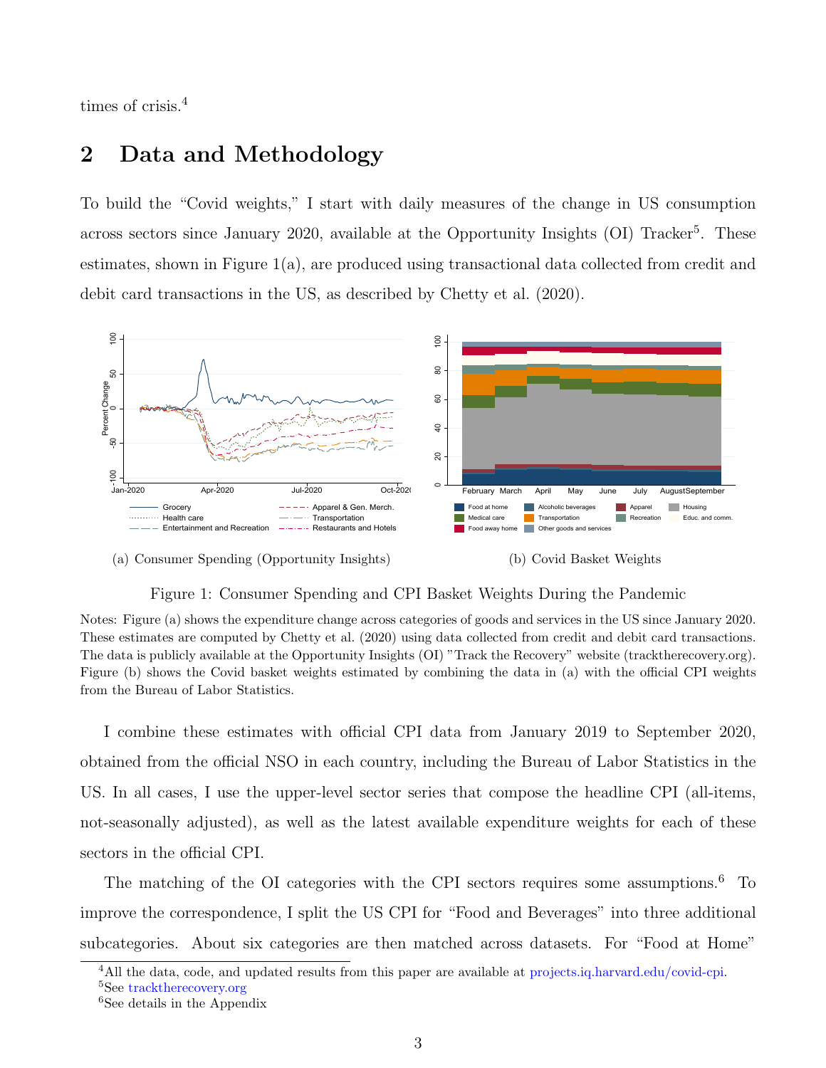times of crisis.[4]

## 2 Data and Methodology

To build the "Covid weights," I start with daily measures of the change in US consumption across sectors since January 2020, available at the Opportunity Insights (OI) Tracker[5]. These estimates, shown in Figure 1(a), are produced using transactional data collected from credit and debit card transactions in the US, as described by Chetty et al. (2020).

(a) Consumer Spending (Opportunity Insights)

(b) Covid Basket Weights

Figure 1: Consumer Spending and CPI Basket Weights During the Pandemic

Notes: Figure (a) shows the expenditure change across categories of goods and services in the US since January 2020. These estimates are computed by Chetty et al. (2020) using data collected from credit and debit card transactions. The data is publicly available at the Opportunity Insights (OI) "Track the Recovery" website (tracktherecovery.org). Figure (b) shows the Covid basket weights estimated by combining the data in (a) with the official CPI weights from the Bureau of Labor Statistics.

I combine these estimates with official CPI data from January 2019 to September 2020, obtained from the official NSO in each country, including the Bureau of Labor Statistics in the US. In all cases, I use the upper-level sector series that compose the headline CPI (all-items, not-seasonally adjusted), as well as the latest available expenditure weights for each of these sectors in the official CPI.

The matching of the OI categories with the CPI sectors requires some assumptions.[6] To improve the correspondence, I split the US CPI for "Food and Beverages" into three additional subcategories. About six categories are then matched across datasets. For "Food at Home"

[4] All the data, code, and updated results from this paper are available at projects.iq.harvard.edu/covid-cpi.

[5] See tracktherecovery.org

[6] See details in the Appendix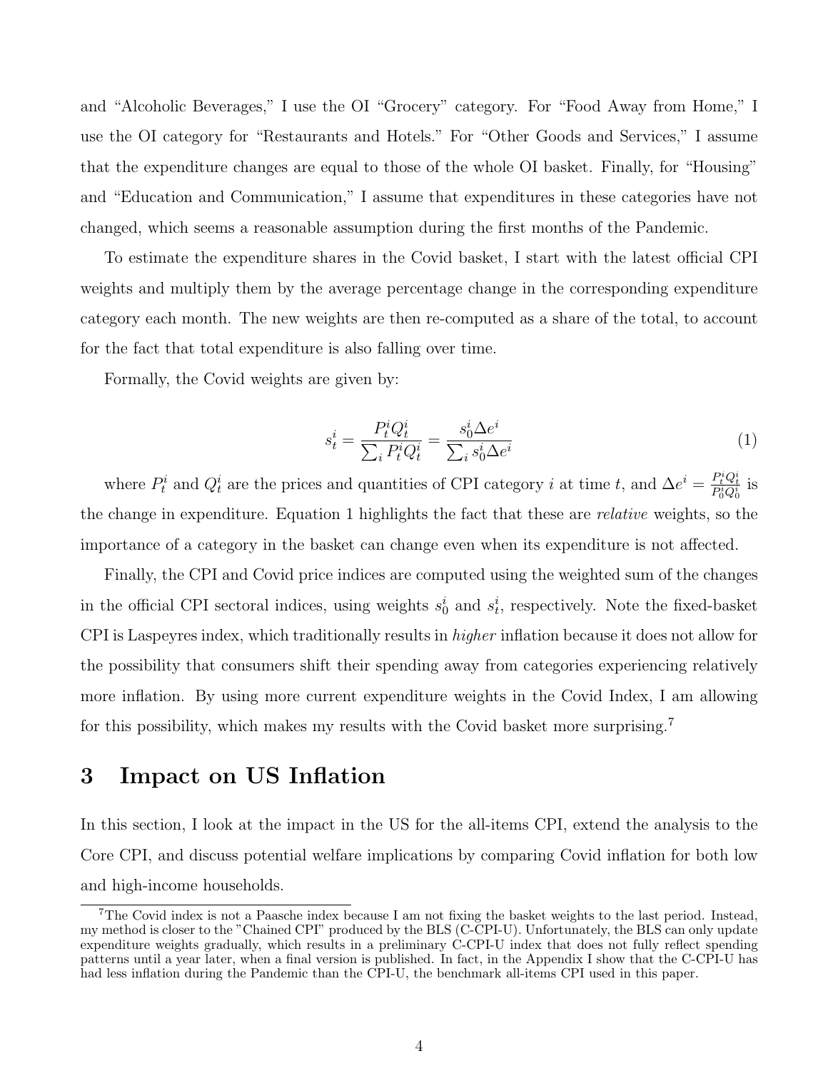and “Alcoholic Beverages,” I use the OI “Grocery” category. For “Food Away from Home,” I use the OI category for “Restaurants and Hotels.” For “Other Goods and Services,” I assume that the expenditure changes are equal to those of the whole OI basket. Finally, for “Housing” and “Education and Communication,” I assume that expenditures in these categories have not changed, which seems a reasonable assumption during the first months of the Pandemic.

To estimate the expenditure shares in the Covid basket, I start with the latest official CPI weights and multiply them by the average percentage change in the corresponding expenditure category each month. The new weights are then re-computed as a share of the total, to account for the fact that total expenditure is also falling over time.

Formally, the Covid weights are given by:

$$s_t^i = \frac{P_t^i Q_t^i}{\sum_i P_t^i Q_t^i} = \frac{s_0^i \Delta e^i}{\sum_i s_0^i \Delta e^i} \tag{1}$$

where $P_t^i$ and $Q_t^i$ are the prices and quantities of CPI category $i$ at time $t$, and $\Delta e^i = \frac{P_t^i Q_t^i}{P_0^i Q_0^i}$ is the change in expenditure. Equation 1 highlights the fact that these are *relative* weights, so the importance of a category in the basket can change even when its expenditure is not affected.

Finally, the CPI and Covid price indices are computed using the weighted sum of the changes in the official CPI sectoral indices, using weights $s_0^i$ and $s_t^i$, respectively. Note the fixed-basket CPI is Laspeyres index, which traditionally results in *higher* inflation because it does not allow for the possibility that consumers shift their spending away from categories experiencing relatively more inflation. By using more current expenditure weights in the Covid Index, I am allowing for this possibility, which makes my results with the Covid basket more surprising.[7]

# 3 Impact on US Inflation

In this section, I look at the impact in the US for the all-items CPI, extend the analysis to the Core CPI, and discuss potential welfare implications by comparing Covid inflation for both low and high-income households.

[7]The Covid index is not a Paasche index because I am not fixing the basket weights to the last period. Instead, my method is closer to the "Chained CPI" produced by the BLS (C-CPI-U). Unfortunately, the BLS can only update expenditure weights gradually, which results in a preliminary C-CPI-U index that does not fully reflect spending patterns until a year later, when a final version is published. In fact, in the Appendix I show that the C-CPI-U has had less inflation during the Pandemic than the CPI-U, the benchmark all-items CPI used in this paper.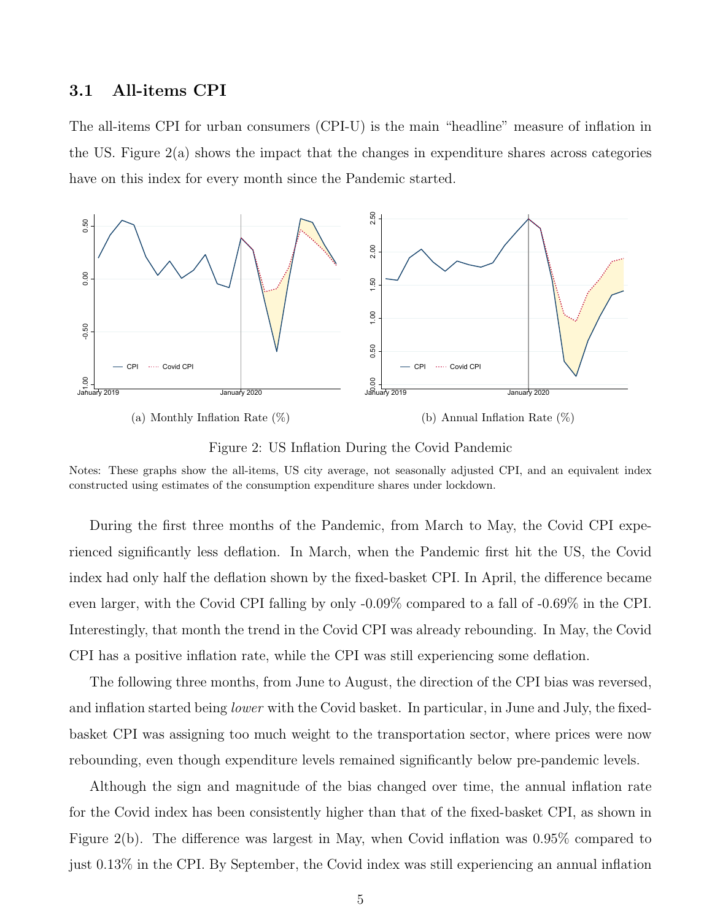### 3.1 All-items CPI

The all-items CPI for urban consumers (CPI-U) is the main "headline" measure of inflation in the US. Figure 2(a) shows the impact that the changes in expenditure shares across categories have on this index for every month since the Pandemic started.

(a) Monthly Inflation Rate (%)

(b) Annual Inflation Rate (%)

Figure 2: US Inflation During the Covid Pandemic

Notes: These graphs show the all-items, US city average, not seasonally adjusted CPI, and an equivalent index constructed using estimates of the consumption expenditure shares under lockdown.

During the first three months of the Pandemic, from March to May, the Covid CPI experienced significantly less deflation. In March, when the Pandemic first hit the US, the Covid index had only half the deflation shown by the fixed-basket CPI. In April, the difference became even larger, with the Covid CPI falling by only -0.09% compared to a fall of -0.69% in the CPI. Interestingly, that month the trend in the Covid CPI was already rebounding. In May, the Covid CPI has a positive inflation rate, while the CPI was still experiencing some deflation.

The following three months, from June to August, the direction of the CPI bias was reversed, and inflation started being *lower* with the Covid basket. In particular, in June and July, the fixed-basket CPI was assigning too much weight to the transportation sector, where prices were now rebounding, even though expenditure levels remained significantly below pre-pandemic levels.

Although the sign and magnitude of the bias changed over time, the annual inflation rate for the Covid index has been consistently higher than that of the fixed-basket CPI, as shown in Figure 2(b). The difference was largest in May, when Covid inflation was 0.95% compared to just 0.13% in the CPI. By September, the Covid index was still experiencing an annual inflation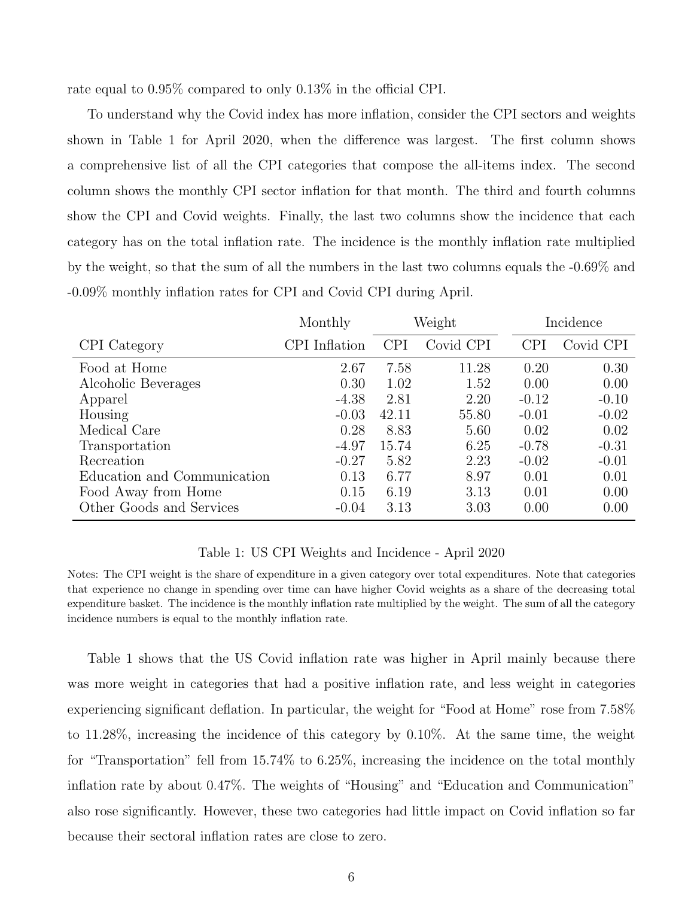rate equal to 0.95% compared to only 0.13% in the official CPI.

To understand why the Covid index has more inflation, consider the CPI sectors and weights shown in Table 1 for April 2020, when the difference was largest. The first column shows a comprehensive list of all the CPI categories that compose the all-items index. The second column shows the monthly CPI sector inflation for that month. The third and fourth columns show the CPI and Covid weights. Finally, the last two columns show the incidence that each category has on the total inflation rate. The incidence is the monthly inflation rate multiplied by the weight, so that the sum of all the numbers in the last two columns equals the -0.69% and -0.09% monthly inflation rates for CPI and Covid CPI during April.

| | Monthly | Weight | | Incidence | |
|---|---|---|---|---|---|
| CPI Category | CPI Inflation | CPI | Covid CPI | CPI | Covid CPI |
| Food at Home | 2.67 | 7.58 | 11.28 | 0.20 | 0.30 |
| Alcoholic Beverages | 0.30 | 1.02 | 1.52 | 0.00 | 0.00 |
| Apparel | -4.38 | 2.81 | 2.20 | -0.12 | -0.10 |
| Housing | -0.03 | 42.11 | 55.80 | -0.01 | -0.02 |
| Medical Care | 0.28 | 8.83 | 5.60 | 0.02 | 0.02 |
| Transportation | -4.97 | 15.74 | 6.25 | -0.78 | -0.31 |
| Recreation | -0.27 | 5.82 | 2.23 | -0.02 | -0.01 |
| Education and Communication | 0.13 | 6.77 | 8.97 | 0.01 | 0.01 |
| Food Away from Home | 0.15 | 6.19 | 3.13 | 0.01 | 0.00 |
| Other Goods and Services | -0.04 | 3.13 | 3.03 | 0.00 | 0.00 |

Table 1: US CPI Weights and Incidence - April 2020

Notes: The CPI weight is the share of expenditure in a given category over total expenditures. Note that categories that experience no change in spending over time can have higher Covid weights as a share of the decreasing total expenditure basket. The incidence is the monthly inflation rate multiplied by the weight. The sum of all the category incidence numbers is equal to the monthly inflation rate.

Table 1 shows that the US Covid inflation rate was higher in April mainly because there was more weight in categories that had a positive inflation rate, and less weight in categories experiencing significant deflation. In particular, the weight for "Food at Home" rose from 7.58% to 11.28%, increasing the incidence of this category by 0.10%. At the same time, the weight for "Transportation" fell from 15.74% to 6.25%, increasing the incidence on the total monthly inflation rate by about 0.47%. The weights of "Housing" and "Education and Communication" also rose significantly. However, these two categories had little impact on Covid inflation so far because their sectoral inflation rates are close to zero.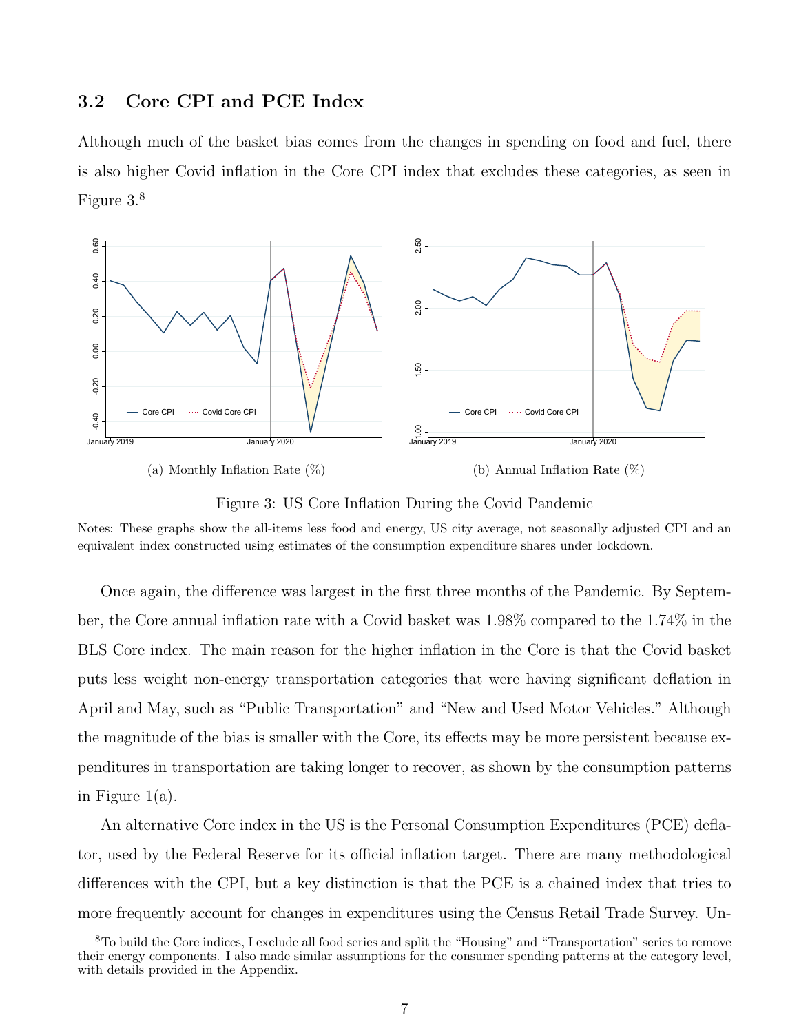### 3.2 Core CPI and PCE Index

Although much of the basket bias comes from the changes in spending on food and fuel, there is also higher Covid inflation in the Core CPI index that excludes these categories, as seen in Figure 3.[8]

(a) Monthly Inflation Rate (%)

(b) Annual Inflation Rate (%)

Figure 3: US Core Inflation During the Covid Pandemic

Notes: These graphs show the all-items less food and energy, US city average, not seasonally adjusted CPI and an equivalent index constructed using estimates of the consumption expenditure shares under lockdown.

Once again, the difference was largest in the first three months of the Pandemic. By September, the Core annual inflation rate with a Covid basket was 1.98% compared to the 1.74% in the BLS Core index. The main reason for the higher inflation in the Core is that the Covid basket puts less weight non-energy transportation categories that were having significant deflation in April and May, such as "Public Transportation" and "New and Used Motor Vehicles." Although the magnitude of the bias is smaller with the Core, its effects may be more persistent because expenditures in transportation are taking longer to recover, as shown by the consumption patterns in Figure 1(a).

An alternative Core index in the US is the Personal Consumption Expenditures (PCE) deflator, used by the Federal Reserve for its official inflation target. There are many methodological differences with the CPI, but a key distinction is that the PCE is a chained index that tries to more frequently account for changes in expenditures using the Census Retail Trade Survey. Un-

[8] To build the Core indices, I exclude all food series and split the "Housing" and "Transportation" series to remove their energy components. I also made similar assumptions for the consumer spending patterns at the category level, with details provided in the Appendix.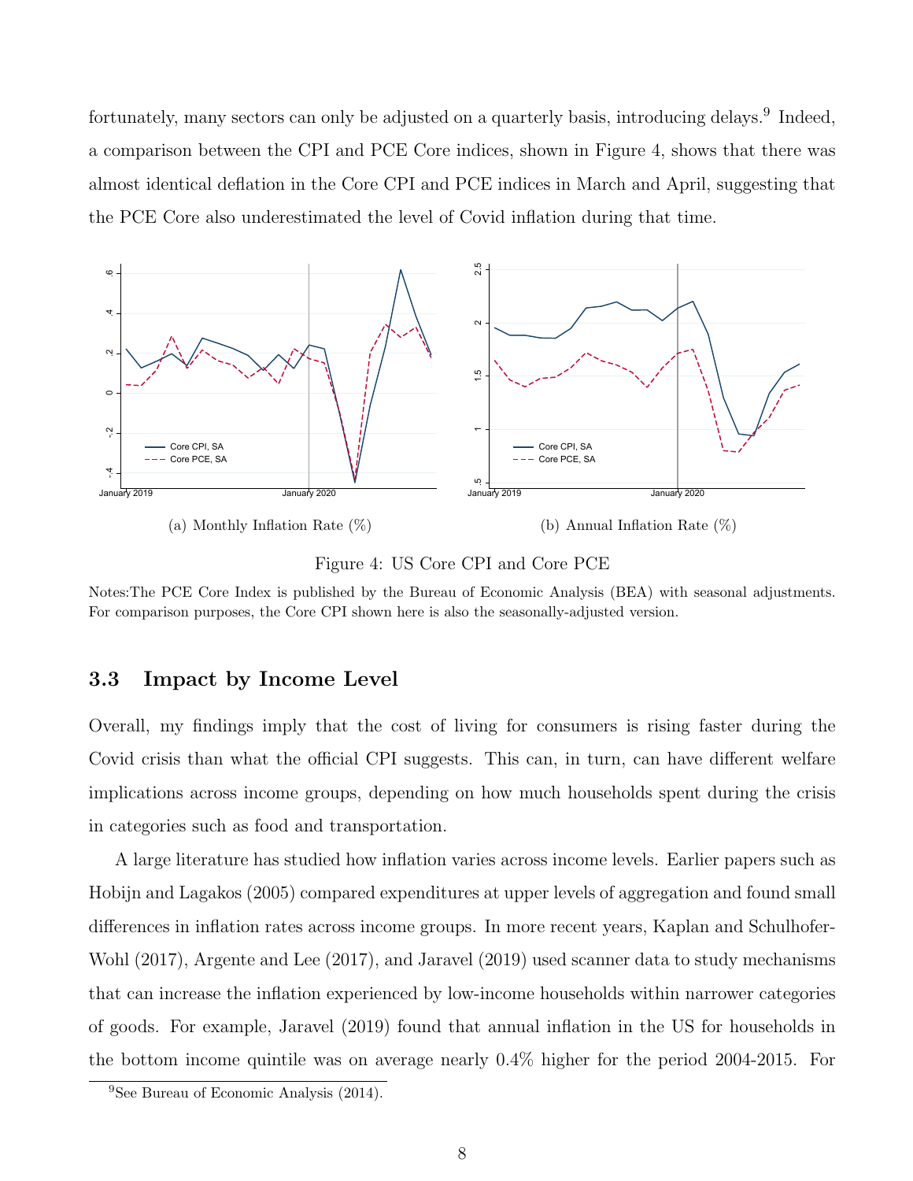fortunately, many sectors can only be adjusted on a quarterly basis, introducing delays.[9] Indeed, a comparison between the CPI and PCE Core indices, shown in Figure 4, shows that there was almost identical deflation in the Core CPI and PCE indices in March and April, suggesting that the PCE Core also underestimated the level of Covid inflation during that time.

(a) Monthly Inflation Rate (%)

(b) Annual Inflation Rate (%)

Figure 4: US Core CPI and Core PCE

Notes:The PCE Core Index is published by the Bureau of Economic Analysis (BEA) with seasonal adjustments. For comparison purposes, the Core CPI shown here is also the seasonally-adjusted version.

### 3.3 Impact by Income Level

Overall, my findings imply that the cost of living for consumers is rising faster during the Covid crisis than what the official CPI suggests. This can, in turn, can have different welfare implications across income groups, depending on how much households spent during the crisis in categories such as food and transportation.

A large literature has studied how inflation varies across income levels. Earlier papers such as Hobijn and Lagakos (2005) compared expenditures at upper levels of aggregation and found small differences in inflation rates across income groups. In more recent years, Kaplan and Schulhofer-Wohl (2017), Argente and Lee (2017), and Jaravel (2019) used scanner data to study mechanisms that can increase the inflation experienced by low-income households within narrower categories of goods. For example, Jaravel (2019) found that annual inflation in the US for households in the bottom income quintile was on average nearly 0.4% higher for the period 2004-2015. For

[9] See Bureau of Economic Analysis (2014).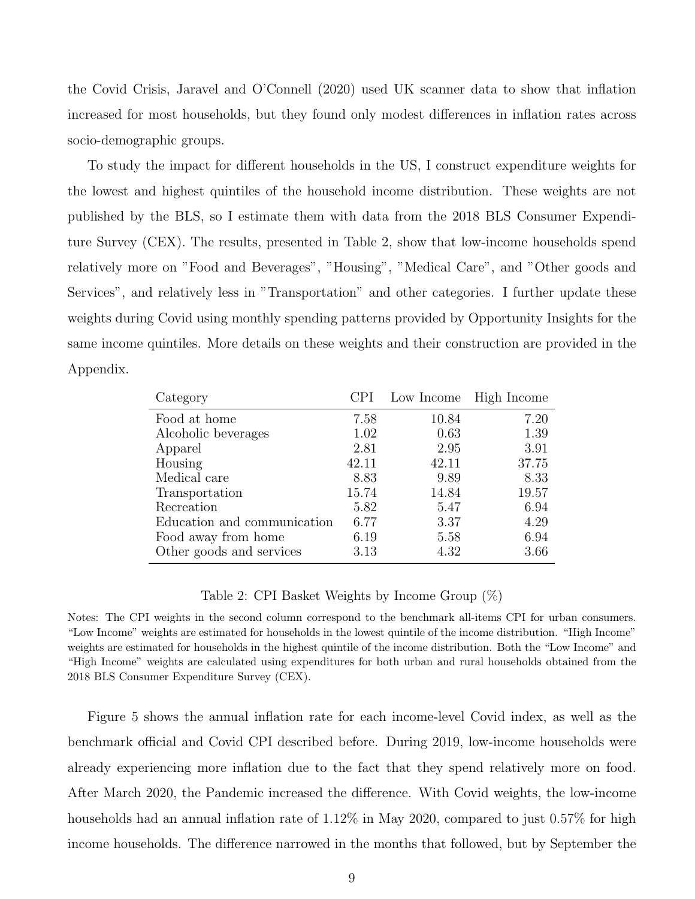the Covid Crisis, Jaravel and O'Connell (2020) used UK scanner data to show that inflation increased for most households, but they found only modest differences in inflation rates across socio-demographic groups.

To study the impact for different households in the US, I construct expenditure weights for the lowest and highest quintiles of the household income distribution. These weights are not published by the BLS, so I estimate them with data from the 2018 BLS Consumer Expenditure Survey (CEX). The results, presented in Table 2, show that low-income households spend relatively more on "Food and Beverages", "Housing", "Medical Care", and "Other goods and Services", and relatively less in "Transportation" and other categories. I further update these weights during Covid using monthly spending patterns provided by Opportunity Insights for the same income quintiles. More details on these weights and their construction are provided in the Appendix.

| Category | CPI | Low Income | High Income |
|---|---|---|---|
| Food at home | 7.58 | 10.84 | 7.20 |
| Alcoholic beverages | 1.02 | 0.63 | 1.39 |
| Apparel | 2.81 | 2.95 | 3.91 |
| Housing | 42.11 | 42.11 | 37.75 |
| Medical care | 8.83 | 9.89 | 8.33 |
| Transportation | 15.74 | 14.84 | 19.57 |
| Recreation | 5.82 | 5.47 | 6.94 |
| Education and communication | 6.77 | 3.37 | 4.29 |
| Food away from home | 6.19 | 5.58 | 6.94 |
| Other goods and services | 3.13 | 4.32 | 3.66 |

Table 2: CPI Basket Weights by Income Group (%)

Notes: The CPI weights in the second column correspond to the benchmark all-items CPI for urban consumers. "Low Income" weights are estimated for households in the lowest quintile of the income distribution. "High Income" weights are estimated for households in the highest quintile of the income distribution. Both the "Low Income" and "High Income" weights are calculated using expenditures for both urban and rural households obtained from the 2018 BLS Consumer Expenditure Survey (CEX).

Figure 5 shows the annual inflation rate for each income-level Covid index, as well as the benchmark official and Covid CPI described before. During 2019, low-income households were already experiencing more inflation due to the fact that they spend relatively more on food. After March 2020, the Pandemic increased the difference. With Covid weights, the low-income households had an annual inflation rate of 1.12% in May 2020, compared to just 0.57% for high income households. The difference narrowed in the months that followed, but by September the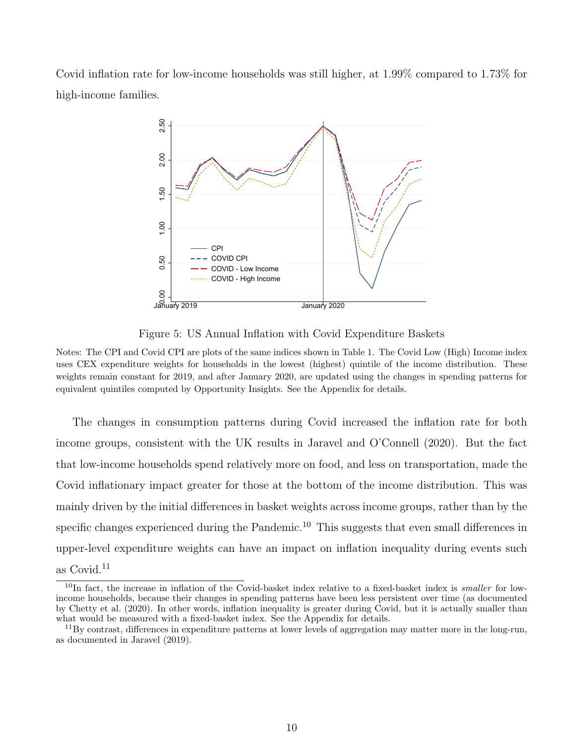Covid inflation rate for low-income households was still higher, at 1.99% compared to 1.73% for high-income families.

Figure 5: US Annual Inflation with Covid Expenditure Baskets

Notes: The CPI and Covid CPI are plots of the same indices shown in Table 1. The Covid Low (High) Income index uses CEX expenditure weights for households in the lowest (highest) quintile of the income distribution. These weights remain constant for 2019, and after January 2020, are updated using the changes in spending patterns for equivalent quintiles computed by Opportunity Insights. See the Appendix for details.

The changes in consumption patterns during Covid increased the inflation rate for both income groups, consistent with the UK results in Jaravel and O'Connell (2020). But the fact that low-income households spend relatively more on food, and less on transportation, made the Covid inflationary impact greater for those at the bottom of the income distribution. This was mainly driven by the initial differences in basket weights across income groups, rather than by the specific changes experienced during the Pandemic.[10] This suggests that even small differences in upper-level expenditure weights can have an impact on inflation inequality during events such as Covid.[11]

[10] In fact, the increase in inflation of the Covid-basket index relative to a fixed-basket index is *smaller* for low-income households, because their changes in spending patterns have been less persistent over time (as documented by Chetty et al. (2020). In other words, inflation inequality is greater during Covid, but it is actually smaller than what would be measured with a fixed-basket index. See the Appendix for details.

[11] By contrast, differences in expenditure patterns at lower levels of aggregation may matter more in the long-run, as documented in Jaravel (2019).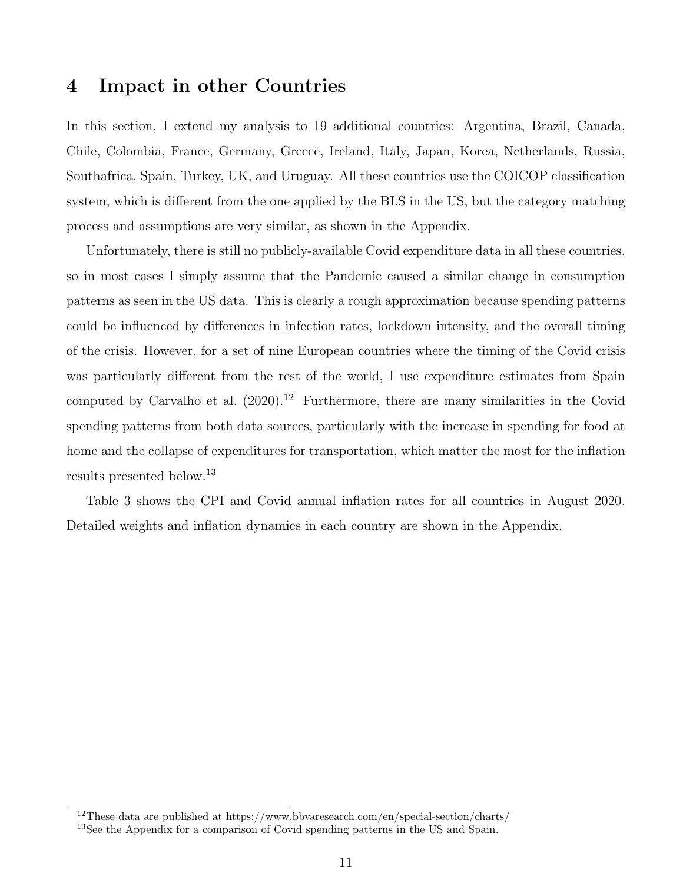## 4 Impact in other Countries

In this section, I extend my analysis to 19 additional countries: Argentina, Brazil, Canada, Chile, Colombia, France, Germany, Greece, Ireland, Italy, Japan, Korea, Netherlands, Russia, Southafrica, Spain, Turkey, UK, and Uruguay. All these countries use the COICOP classification system, which is different from the one applied by the BLS in the US, but the category matching process and assumptions are very similar, as shown in the Appendix.

Unfortunately, there is still no publicly-available Covid expenditure data in all these countries, so in most cases I simply assume that the Pandemic caused a similar change in consumption patterns as seen in the US data. This is clearly a rough approximation because spending patterns could be influenced by differences in infection rates, lockdown intensity, and the overall timing of the crisis. However, for a set of nine European countries where the timing of the Covid crisis was particularly different from the rest of the world, I use expenditure estimates from Spain computed by Carvalho et al. (2020).[12] Furthermore, there are many similarities in the Covid spending patterns from both data sources, particularly with the increase in spending for food at home and the collapse of expenditures for transportation, which matter the most for the inflation results presented below.[13]

Table 3 shows the CPI and Covid annual inflation rates for all countries in August 2020. Detailed weights and inflation dynamics in each country are shown in the Appendix.

[12] These data are published at https://www.bbvaresearch.com/en/special-section/charts/

[13] See the Appendix for a comparison of Covid spending patterns in the US and Spain.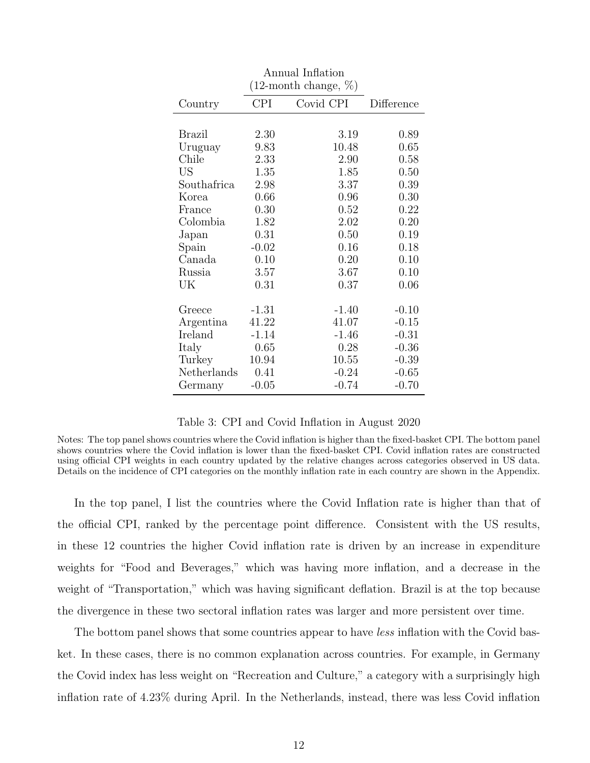| Country | Annual Inflation (12-month change, %) | | Difference |
|---|---|---|---|
| | CPI | Covid CPI | |
| Brazil | 2.30 | 3.19 | 0.89 |
| Uruguay | 9.83 | 10.48 | 0.65 |
| Chile | 2.33 | 2.90 | 0.58 |
| US | 1.35 | 1.85 | 0.50 |
| Southafrica | 2.98 | 3.37 | 0.39 |
| Korea | 0.66 | 0.96 | 0.30 |
| France | 0.30 | 0.52 | 0.22 |
| Colombia | 1.82 | 2.02 | 0.20 |
| Japan | 0.31 | 0.50 | 0.19 |
| Spain | -0.02 | 0.16 | 0.18 |
| Canada | 0.10 | 0.20 | 0.10 |
| Russia | 3.57 | 3.67 | 0.10 |
| UK | 0.31 | 0.37 | 0.06 |
| Greece | -1.31 | -1.40 | -0.10 |
| Argentina | 41.22 | 41.07 | -0.15 |
| Ireland | -1.14 | -1.46 | -0.31 |
| Italy | 0.65 | 0.28 | -0.36 |
| Turkey | 10.94 | 10.55 | -0.39 |
| Netherlands | 0.41 | -0.24 | -0.65 |
| Germany | -0.05 | -0.74 | -0.70 |

Table 3: CPI and Covid Inflation in August 2020

Notes: The top panel shows countries where the Covid inflation is higher than the fixed-basket CPI. The bottom panel shows countries where the Covid inflation is lower than the fixed-basket CPI. Covid inflation rates are constructed using official CPI weights in each country updated by the relative changes across categories observed in US data. Details on the incidence of CPI categories on the monthly inflation rate in each country are shown in the Appendix.

In the top panel, I list the countries where the Covid Inflation rate is higher than that of the official CPI, ranked by the percentage point difference. Consistent with the US results, in these 12 countries the higher Covid inflation rate is driven by an increase in expenditure weights for "Food and Beverages," which was having more inflation, and a decrease in the weight of "Transportation," which was having significant deflation. Brazil is at the top because the divergence in these two sectoral inflation rates was larger and more persistent over time.

The bottom panel shows that some countries appear to have *less* inflation with the Covid basket. In these cases, there is no common explanation across countries. For example, in Germany the Covid index has less weight on "Recreation and Culture," a category with a surprisingly high inflation rate of 4.23% during April. In the Netherlands, instead, there was less Covid inflation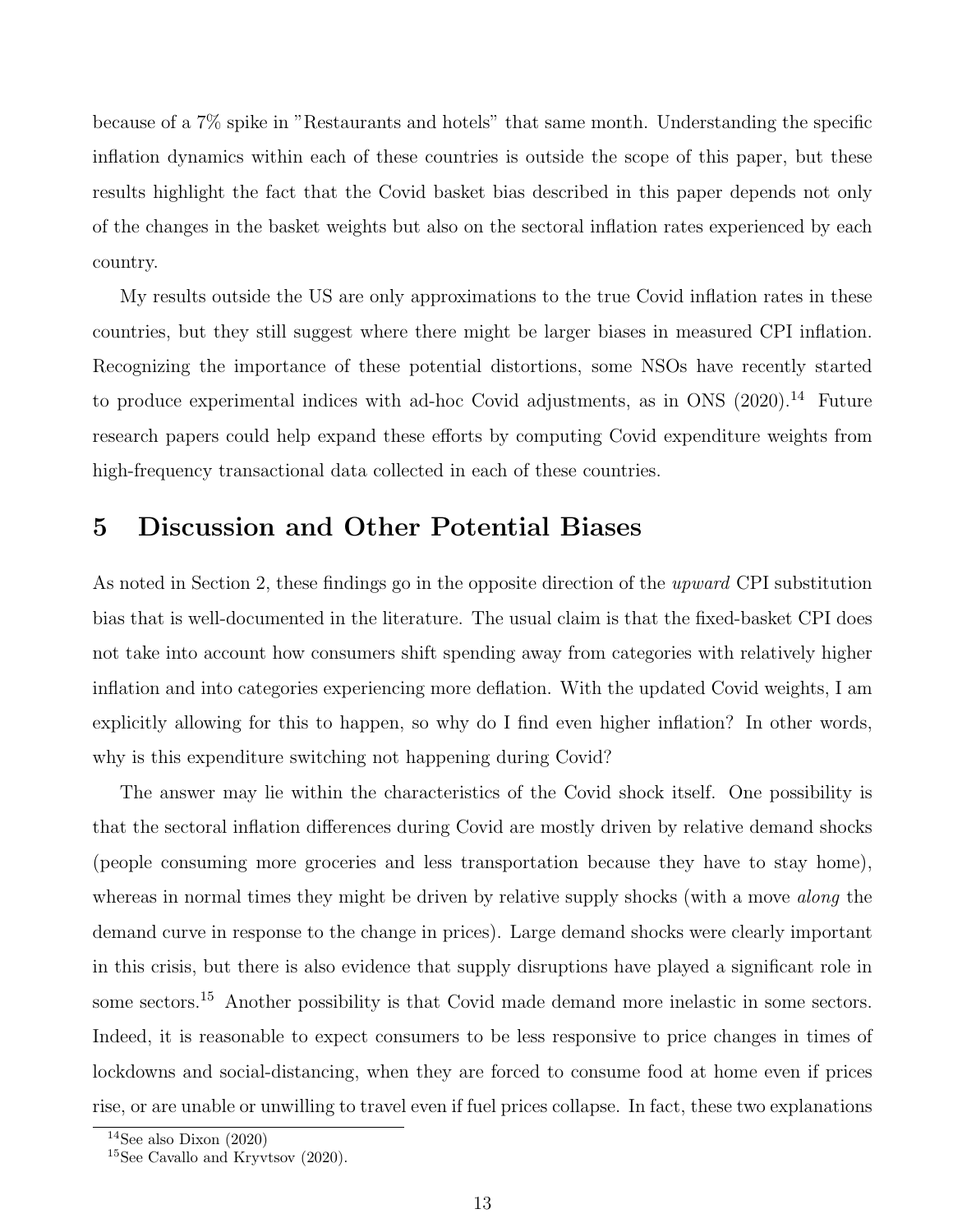because of a 7% spike in "Restaurants and hotels" that same month. Understanding the specific inflation dynamics within each of these countries is outside the scope of this paper, but these results highlight the fact that the Covid basket bias described in this paper depends not only of the changes in the basket weights but also on the sectoral inflation rates experienced by each country.

My results outside the US are only approximations to the true Covid inflation rates in these countries, but they still suggest where there might be larger biases in measured CPI inflation. Recognizing the importance of these potential distortions, some NSOs have recently started to produce experimental indices with ad-hoc Covid adjustments, as in ONS (2020).[14] Future research papers could help expand these efforts by computing Covid expenditure weights from high-frequency transactional data collected in each of these countries.

# 5 Discussion and Other Potential Biases

As noted in Section 2, these findings go in the opposite direction of the *upward* CPI substitution bias that is well-documented in the literature. The usual claim is that the fixed-basket CPI does not take into account how consumers shift spending away from categories with relatively higher inflation and into categories experiencing more deflation. With the updated Covid weights, I am explicitly allowing for this to happen, so why do I find even higher inflation? In other words, why is this expenditure switching not happening during Covid?

The answer may lie within the characteristics of the Covid shock itself. One possibility is that the sectoral inflation differences during Covid are mostly driven by relative demand shocks (people consuming more groceries and less transportation because they have to stay home), whereas in normal times they might be driven by relative supply shocks (with a move *along* the demand curve in response to the change in prices). Large demand shocks were clearly important in this crisis, but there is also evidence that supply disruptions have played a significant role in some sectors.[15] Another possibility is that Covid made demand more inelastic in some sectors. Indeed, it is reasonable to expect consumers to be less responsive to price changes in times of lockdowns and social-distancing, when they are forced to consume food at home even if prices rise, or are unable or unwilling to travel even if fuel prices collapse. In fact, these two explanations

[14] See also Dixon (2020)

[15] See Cavallo and Kryvtsov (2020).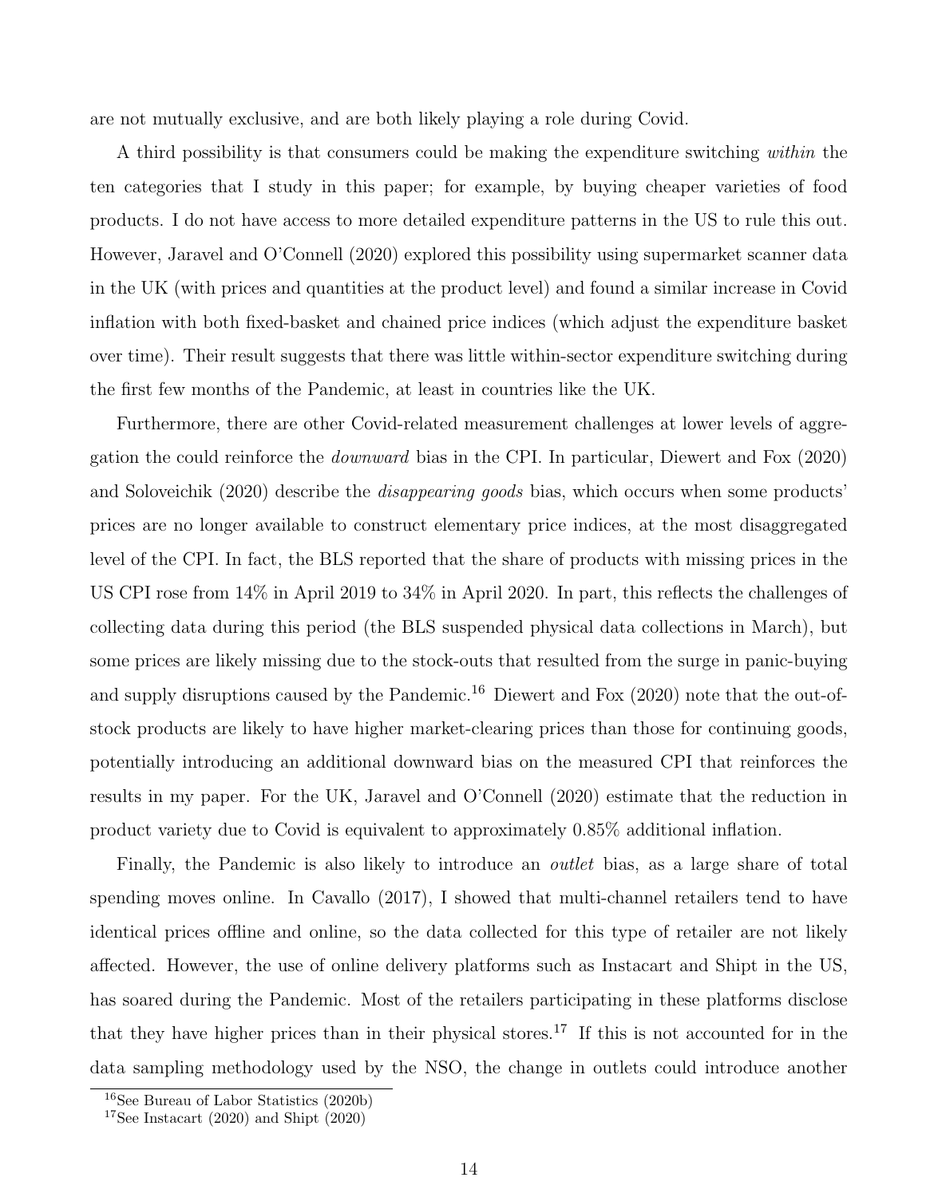are not mutually exclusive, and are both likely playing a role during Covid.

A third possibility is that consumers could be making the expenditure switching *within* the ten categories that I study in this paper; for example, by buying cheaper varieties of food products. I do not have access to more detailed expenditure patterns in the US to rule this out. However, Jaravel and O'Connell (2020) explored this possibility using supermarket scanner data in the UK (with prices and quantities at the product level) and found a similar increase in Covid inflation with both fixed-basket and chained price indices (which adjust the expenditure basket over time). Their result suggests that there was little within-sector expenditure switching during the first few months of the Pandemic, at least in countries like the UK.

Furthermore, there are other Covid-related measurement challenges at lower levels of aggregation the could reinforce the *downward* bias in the CPI. In particular, Diewert and Fox (2020) and Soloveichik (2020) describe the *disappearing goods* bias, which occurs when some products' prices are no longer available to construct elementary price indices, at the most disaggregated level of the CPI. In fact, the BLS reported that the share of products with missing prices in the US CPI rose from 14% in April 2019 to 34% in April 2020. In part, this reflects the challenges of collecting data during this period (the BLS suspended physical data collections in March), but some prices are likely missing due to the stock-outs that resulted from the surge in panic-buying and supply disruptions caused by the Pandemic.[16] Diewert and Fox (2020) note that the out-of-stock products are likely to have higher market-clearing prices than those for continuing goods, potentially introducing an additional downward bias on the measured CPI that reinforces the results in my paper. For the UK, Jaravel and O'Connell (2020) estimate that the reduction in product variety due to Covid is equivalent to approximately 0.85% additional inflation.

Finally, the Pandemic is also likely to introduce an *outlet* bias, as a large share of total spending moves online. In Cavallo (2017), I showed that multi-channel retailers tend to have identical prices offline and online, so the data collected for this type of retailer are not likely affected. However, the use of online delivery platforms such as Instacart and Shipt in the US, has soared during the Pandemic. Most of the retailers participating in these platforms disclose that they have higher prices than in their physical stores.[17] If this is not accounted for in the data sampling methodology used by the NSO, the change in outlets could introduce another

[16] See Bureau of Labor Statistics (2020b)

[17] See Instacart (2020) and Shipt (2020)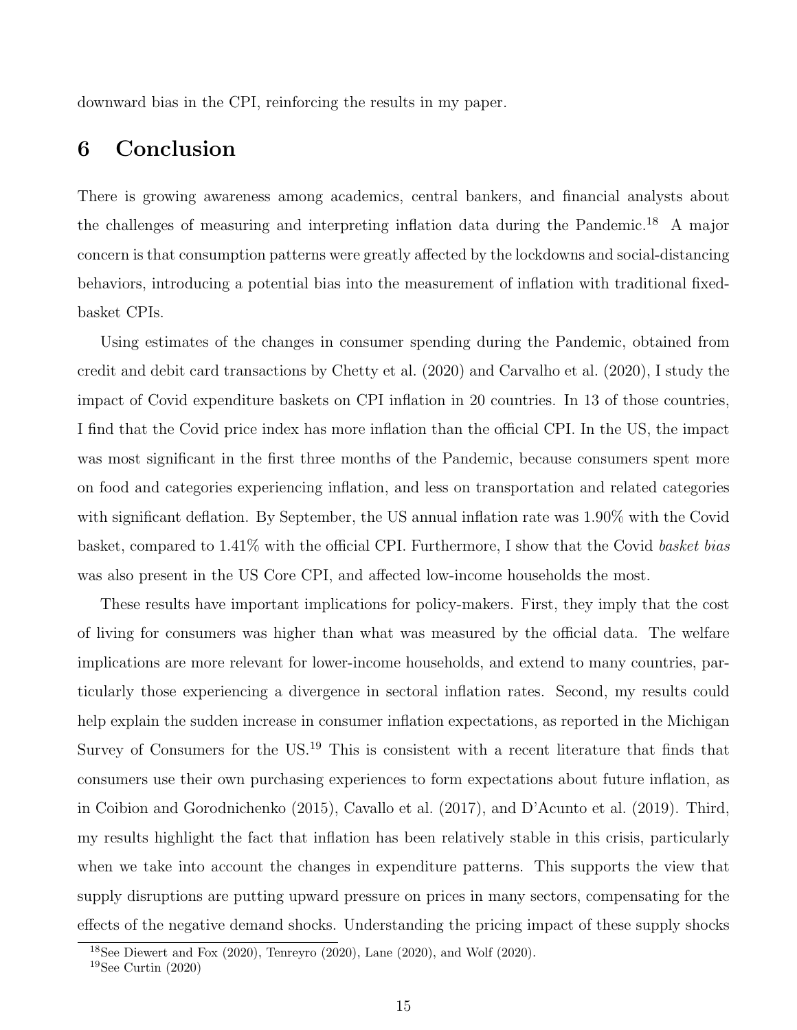downward bias in the CPI, reinforcing the results in my paper.

## 6 Conclusion

There is growing awareness among academics, central bankers, and financial analysts about the challenges of measuring and interpreting inflation data during the Pandemic.[18] A major concern is that consumption patterns were greatly affected by the lockdowns and social-distancing behaviors, introducing a potential bias into the measurement of inflation with traditional fixed-basket CPIs.

Using estimates of the changes in consumer spending during the Pandemic, obtained from credit and debit card transactions by Chetty et al. (2020) and Carvalho et al. (2020), I study the impact of Covid expenditure baskets on CPI inflation in 20 countries. In 13 of those countries, I find that the Covid price index has more inflation than the official CPI. In the US, the impact was most significant in the first three months of the Pandemic, because consumers spent more on food and categories experiencing inflation, and less on transportation and related categories with significant deflation. By September, the US annual inflation rate was 1.90% with the Covid basket, compared to 1.41% with the official CPI. Furthermore, I show that the Covid *basket bias* was also present in the US Core CPI, and affected low-income households the most.

These results have important implications for policy-makers. First, they imply that the cost of living for consumers was higher than what was measured by the official data. The welfare implications are more relevant for lower-income households, and extend to many countries, particularly those experiencing a divergence in sectoral inflation rates. Second, my results could help explain the sudden increase in consumer inflation expectations, as reported in the Michigan Survey of Consumers for the US.[19] This is consistent with a recent literature that finds that consumers use their own purchasing experiences to form expectations about future inflation, as in Coibion and Gorodnichenko (2015), Cavallo et al. (2017), and D'Acunto et al. (2019). Third, my results highlight the fact that inflation has been relatively stable in this crisis, particularly when we take into account the changes in expenditure patterns. This supports the view that supply disruptions are putting upward pressure on prices in many sectors, compensating for the effects of the negative demand shocks. Understanding the pricing impact of these supply shocks

[18] See Diewert and Fox (2020), Tenreyro (2020), Lane (2020), and Wolf (2020).

[19] See Curtin (2020)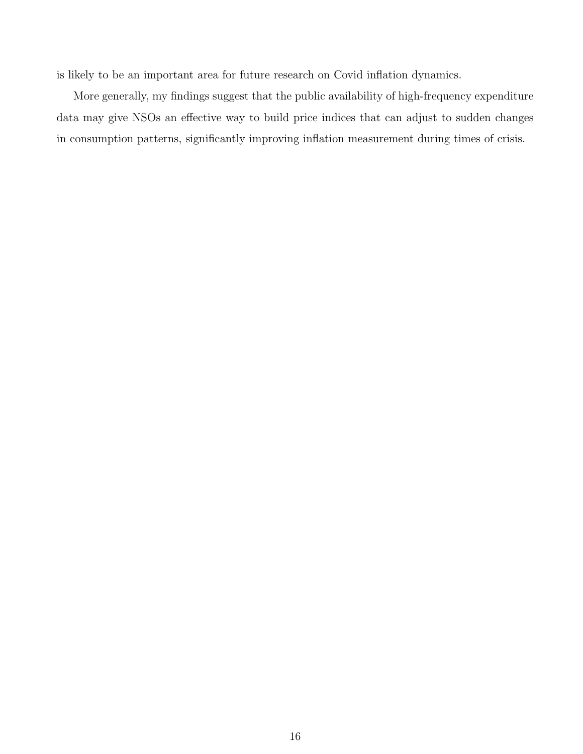is likely to be an important area for future research on Covid inflation dynamics.

More generally, my findings suggest that the public availability of high-frequency expenditure data may give NSOs an effective way to build price indices that can adjust to sudden changes in consumption patterns, significantly improving inflation measurement during times of crisis.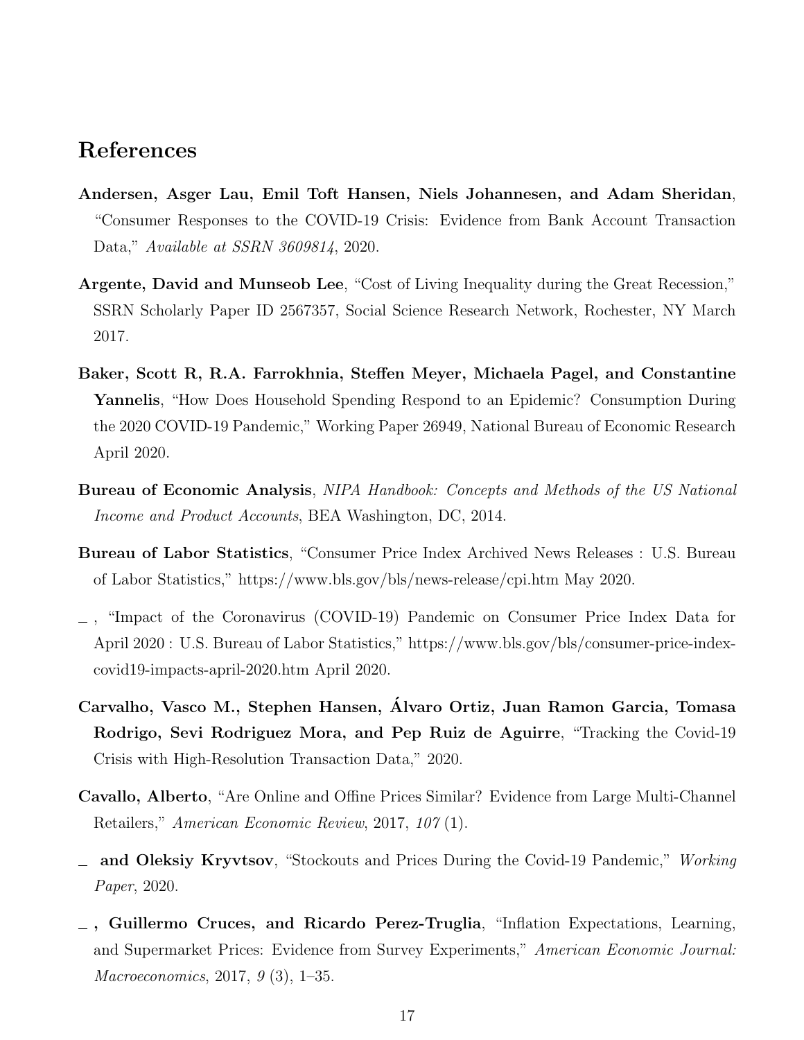## References

**Andersen, Asger Lau, Emil Toft Hansen, Niels Johannesen, and Adam Sheridan**, "Consumer Responses to the COVID-19 Crisis: Evidence from Bank Account Transaction Data," *Available at SSRN 3609814*, 2020.

**Argente, David and Munseob Lee**, "Cost of Living Inequality during the Great Recession," SSRN Scholarly Paper ID 2567357, Social Science Research Network, Rochester, NY March 2017.

**Baker, Scott R, R.A. Farrokhnia, Steffen Meyer, Michaela Pagel, and Constantine Yannelis**, "How Does Household Spending Respond to an Epidemic? Consumption During the 2020 COVID-19 Pandemic," Working Paper 26949, National Bureau of Economic Research April 2020.

**Bureau of Economic Analysis**, *NIPA Handbook: Concepts and Methods of the US National Income and Product Accounts*, BEA Washington, DC, 2014.

**Bureau of Labor Statistics**, "Consumer Price Index Archived News Releases : U.S. Bureau of Labor Statistics," https://www.bls.gov/bls/news-release/cpi.htm May 2020.

_ , "Impact of the Coronavirus (COVID-19) Pandemic on Consumer Price Index Data for April 2020 : U.S. Bureau of Labor Statistics," https://www.bls.gov/bls/consumer-price-index-covid19-impacts-april-2020.htm April 2020.

**Carvalho, Vasco M., Stephen Hansen, Álvaro Ortiz, Juan Ramon Garcia, Tomasa Rodrigo, Sevi Rodriguez Mora, and Pep Ruiz de Aguirre**, "Tracking the Covid-19 Crisis with High-Resolution Transaction Data," 2020.

**Cavallo, Alberto**, "Are Online and Offine Prices Similar? Evidence from Large Multi-Channel Retailers," *American Economic Review*, 2017, *107* (1).

_ **and Oleksiy Kryvtsov**, "Stockouts and Prices During the Covid-19 Pandemic," *Working Paper*, 2020.

_ **, Guillermo Cruces, and Ricardo Perez-Truglia**, "Inflation Expectations, Learning, and Supermarket Prices: Evidence from Survey Experiments," *American Economic Journal: Macroeconomics*, 2017, *9* (3), 1–35.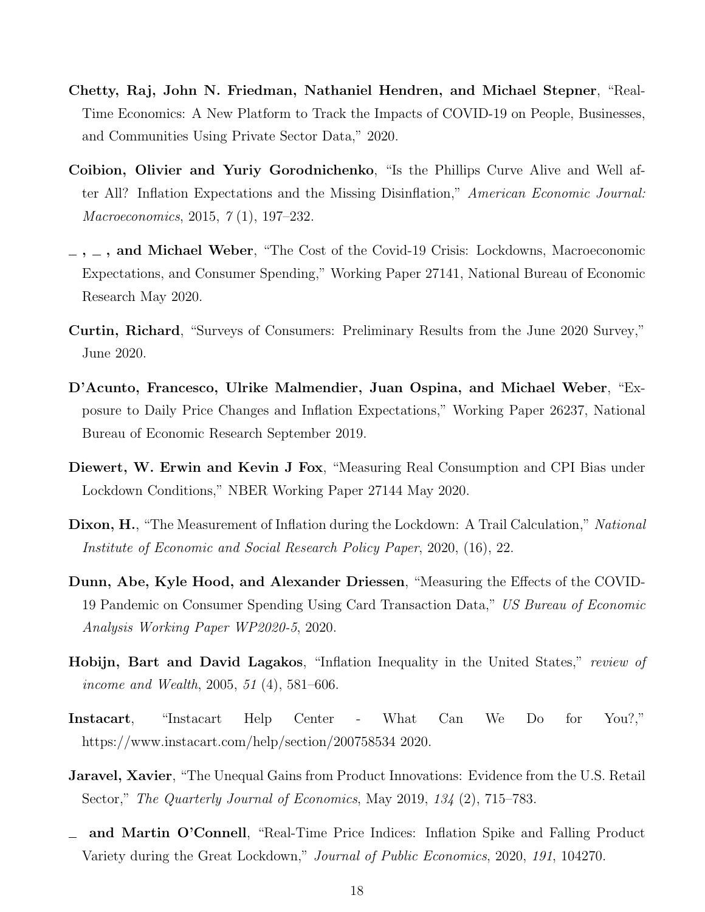**Chetty, Raj, John N. Friedman, Nathaniel Hendren, and Michael Stepner**, "Real-Time Economics: A New Platform to Track the Impacts of COVID-19 on People, Businesses, and Communities Using Private Sector Data," 2020.

**Coibion, Olivier and Yuriy Gorodnichenko**, "Is the Phillips Curve Alive and Well after All? Inflation Expectations and the Missing Disinflation," *American Economic Journal: Macroeconomics*, 2015, *7* (1), 197–232.

**_ , _ , and Michael Weber**, "The Cost of the Covid-19 Crisis: Lockdowns, Macroeconomic Expectations, and Consumer Spending," Working Paper 27141, National Bureau of Economic Research May 2020.

**Curtin, Richard**, "Surveys of Consumers: Preliminary Results from the June 2020 Survey," June 2020.

**D'Acunto, Francesco, Ulrike Malmendier, Juan Ospina, and Michael Weber**, "Exposure to Daily Price Changes and Inflation Expectations," Working Paper 26237, National Bureau of Economic Research September 2019.

**Diewert, W. Erwin and Kevin J Fox**, "Measuring Real Consumption and CPI Bias under Lockdown Conditions," NBER Working Paper 27144 May 2020.

**Dixon, H.**, "The Measurement of Inflation during the Lockdown: A Trail Calculation," *National Institute of Economic and Social Research Policy Paper*, 2020, (16), 22.

**Dunn, Abe, Kyle Hood, and Alexander Driessen**, "Measuring the Effects of the COVID-19 Pandemic on Consumer Spending Using Card Transaction Data," *US Bureau of Economic Analysis Working Paper WP2020-5*, 2020.

**Hobijn, Bart and David Lagakos**, "Inflation Inequality in the United States," *review of income and Wealth*, 2005, *51* (4), 581–606.

**Instacart**, "Instacart Help Center - What Can We Do for You?," https://www.instacart.com/help/section/200758534 2020.

**Jaravel, Xavier**, "The Unequal Gains from Product Innovations: Evidence from the U.S. Retail Sector," *The Quarterly Journal of Economics*, May 2019, *134* (2), 715–783.

**_ and Martin O'Connell**, "Real-Time Price Indices: Inflation Spike and Falling Product Variety during the Great Lockdown," *Journal of Public Economics*, 2020, *191*, 104270.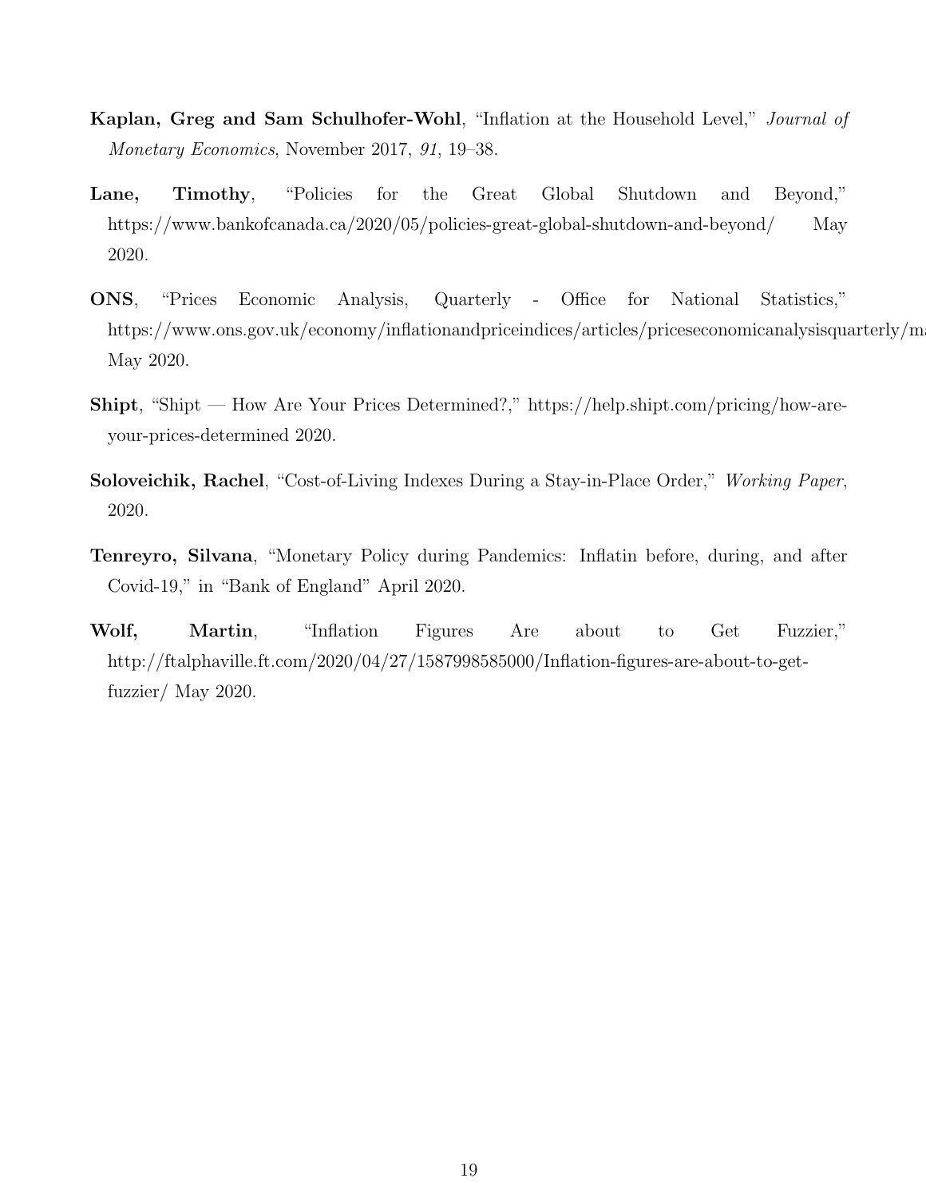**Kaplan, Greg and Sam Schulhofer-Wohl**, "Inflation at the Household Level," *Journal of Monetary Economics*, November 2017, *91*, 19–38.

**Lane, Timothy**, "Policies for the Great Global Shutdown and Beyond," https://www.bankofcanada.ca/2020/05/policies-great-global-shutdown-and-beyond/ May 2020.

**ONS**, "Prices Economic Analysis, Quarterly - Office for National Statistics," https://www.ons.gov.uk/economy/inflationandpriceindices/articles/priceseconomicanalysisquarterly/ma May 2020.

**Shipt**, "Shipt — How Are Your Prices Determined?," https://help.shipt.com/pricing/how-are-your-prices-determined 2020.

**Soloveichik, Rachel**, "Cost-of-Living Indexes During a Stay-in-Place Order," *Working Paper*, 2020.

**Tenreyro, Silvana**, "Monetary Policy during Pandemics: Inflatin before, during, and after Covid-19," in "Bank of England" April 2020.

**Wolf, Martin**, "Inflation Figures Are about to Get Fuzzier," http://ftalphaville.ft.com/2020/04/27/1587998585000/Inflation-figures-are-about-to-get-fuzzier/ May 2020.